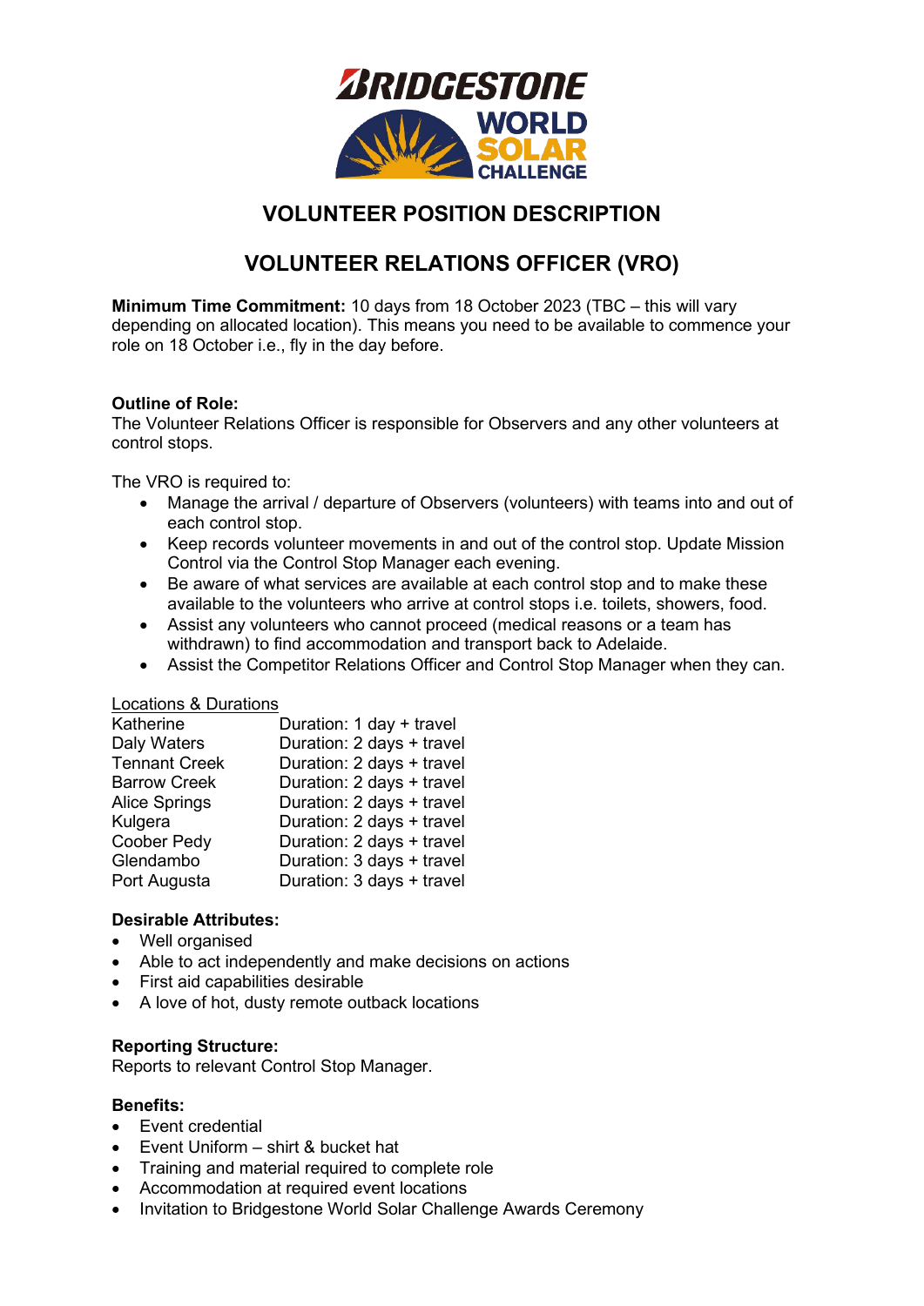# VOLUNTEER POSITION DESCRIPTION

## VOLUNTEER RELATIONS OFFICER (VRO)

**Minimum Time Commitment:** 10 days from 18 October 2023 (TBC – this will vary depending on allocated location). This means you need to be available to commence your role on 18 October i.e., fly in the day before.

**Outline of Role:**
The Volunteer Relations Officer is responsible for Observers and any other volunteers at control stops.

The VRO is required to:

- Manage the arrival / departure of Observers (volunteers) with teams into and out of each control stop.
- Keep records volunteer movements in and out of the control stop. Update Mission Control via the Control Stop Manager each evening.
- Be aware of what services are available at each control stop and to make these available to the volunteers who arrive at control stops i.e. toilets, showers, food.
- Assist any volunteers who cannot proceed (medical reasons or a team has withdrawn) to find accommodation and transport back to Adelaide.
- Assist the Competitor Relations Officer and Control Stop Manager when they can.

Locations & Durations

| | |
|---|---|
| Katherine | Duration: 1 day + travel |
| Daly Waters | Duration: 2 days + travel |
| Tennant Creek | Duration: 2 days + travel |
| Barrow Creek | Duration: 2 days + travel |
| Alice Springs | Duration: 2 days + travel |
| Kulgera | Duration: 2 days + travel |
| Coober Pedy | Duration: 2 days + travel |
| Glendambo | Duration: 3 days + travel |
| Port Augusta | Duration: 3 days + travel |

**Desirable Attributes:**

- Well organised
- Able to act independently and make decisions on actions
- First aid capabilities desirable
- A love of hot, dusty remote outback locations

**Reporting Structure:**
Reports to relevant Control Stop Manager.

**Benefits:**

- Event credential
- Event Uniform – shirt & bucket hat
- Training and material required to complete role
- Accommodation at required event locations
- Invitation to Bridgestone World Solar Challenge Awards Ceremony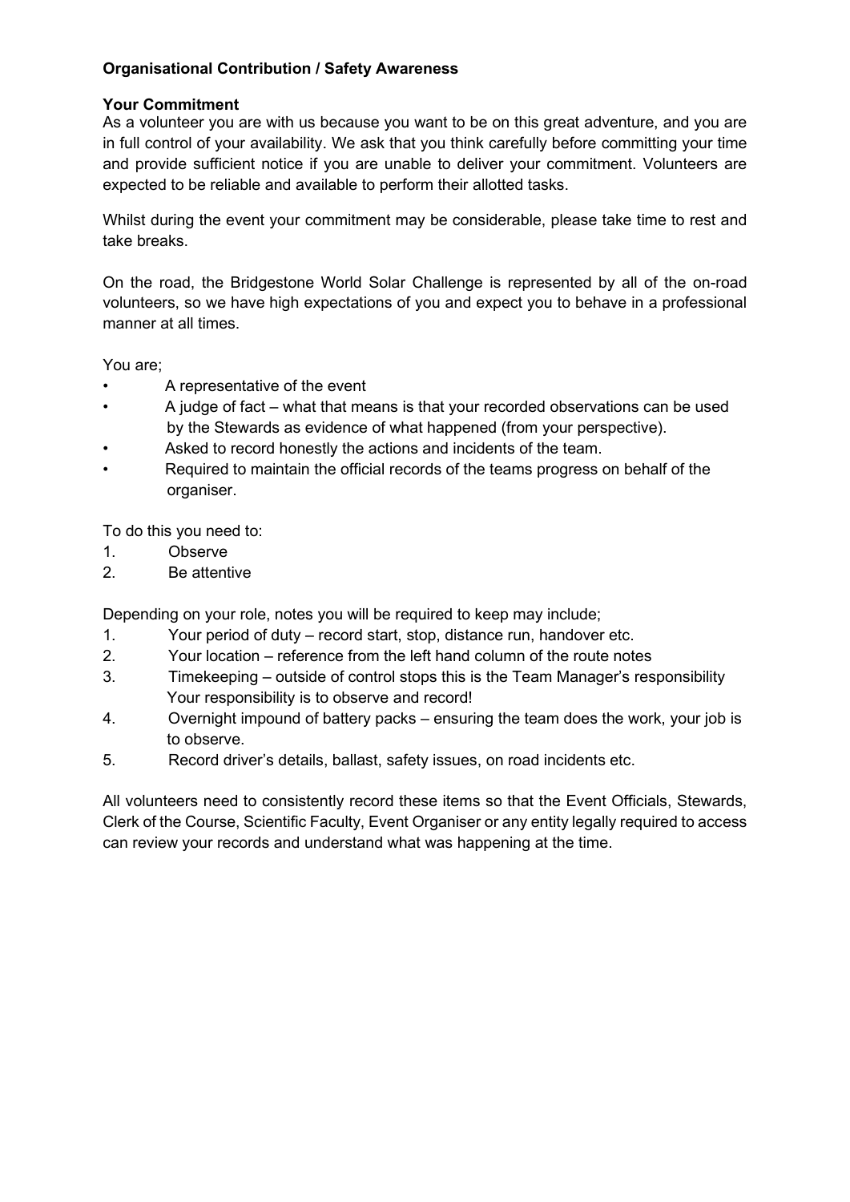**Organisational Contribution / Safety Awareness**

**Your Commitment**

As a volunteer you are with us because you want to be on this great adventure, and you are in full control of your availability. We ask that you think carefully before committing your time and provide sufficient notice if you are unable to deliver your commitment. Volunteers are expected to be reliable and available to perform their allotted tasks.

Whilst during the event your commitment may be considerable, please take time to rest and take breaks.

On the road, the Bridgestone World Solar Challenge is represented by all of the on-road volunteers, so we have high expectations of you and expect you to behave in a professional manner at all times.

You are;

- A representative of the event
- A judge of fact – what that means is that your recorded observations can be used by the Stewards as evidence of what happened (from your perspective).
- Asked to record honestly the actions and incidents of the team.
- Required to maintain the official records of the teams progress on behalf of the organiser.

To do this you need to:

1. Observe
2. Be attentive

Depending on your role, notes you will be required to keep may include;

1. Your period of duty – record start, stop, distance run, handover etc.
2. Your location – reference from the left hand column of the route notes
3. Timekeeping – outside of control stops this is the Team Manager's responsibility Your responsibility is to observe and record!
4. Overnight impound of battery packs – ensuring the team does the work, your job is to observe.
5. Record driver's details, ballast, safety issues, on road incidents etc.

All volunteers need to consistently record these items so that the Event Officials, Stewards, Clerk of the Course, Scientific Faculty, Event Organiser or any entity legally required to access can review your records and understand what was happening at the time.